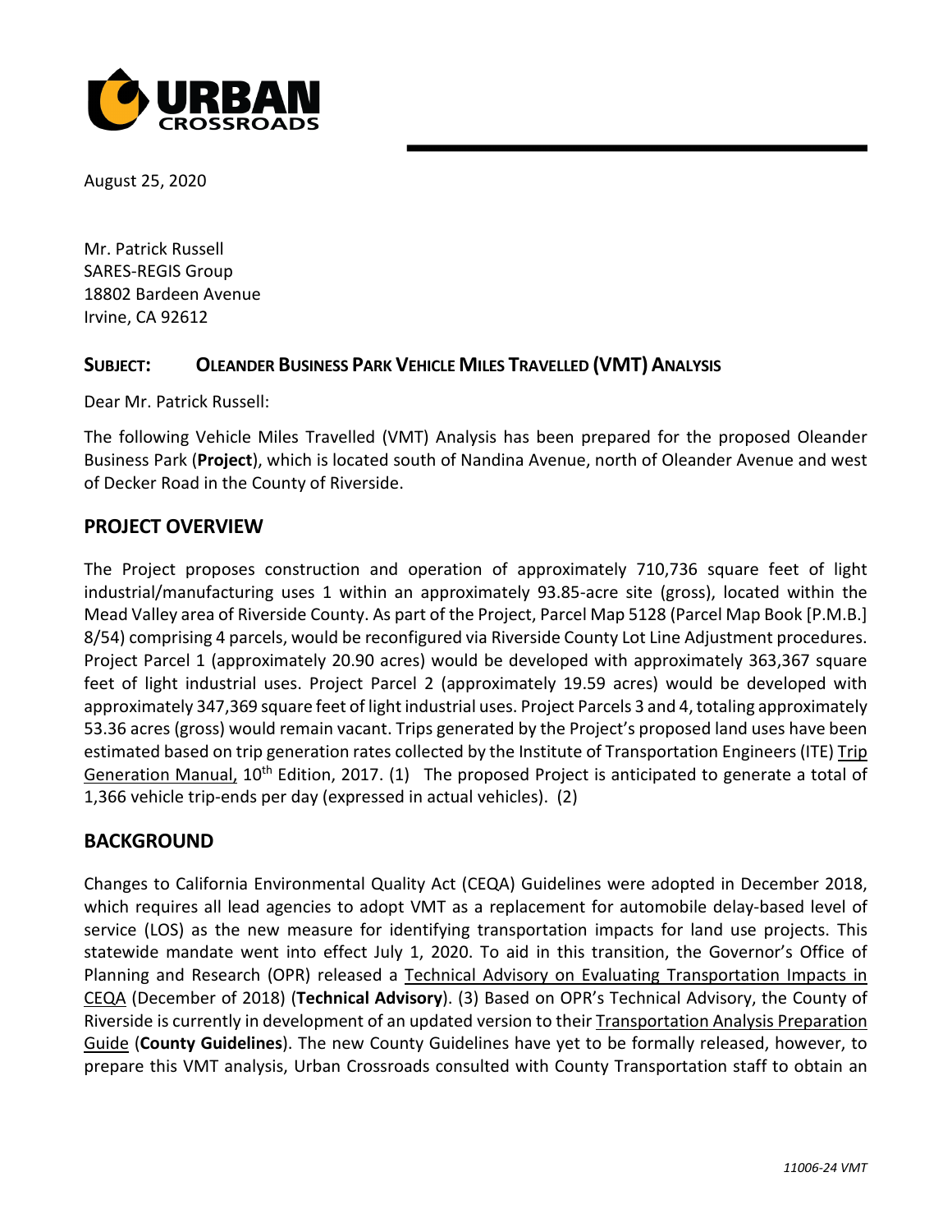August 25, 2020

Mr. Patrick Russell
SARES-REGIS Group
18802 Bardeen Avenue
Irvine, CA 92612

**SUBJECT: OLEANDER BUSINESS PARK VEHICLE MILES TRAVELLED (VMT) ANALYSIS**

Dear Mr. Patrick Russell:

The following Vehicle Miles Travelled (VMT) Analysis has been prepared for the proposed Oleander Business Park (**Project**), which is located south of Nandina Avenue, north of Oleander Avenue and west of Decker Road in the County of Riverside.

## PROJECT OVERVIEW

The Project proposes construction and operation of approximately 710,736 square feet of light industrial/manufacturing uses 1 within an approximately 93.85-acre site (gross), located within the Mead Valley area of Riverside County. As part of the Project, Parcel Map 5128 (Parcel Map Book [P.M.B.] 8/54) comprising 4 parcels, would be reconfigured via Riverside County Lot Line Adjustment procedures. Project Parcel 1 (approximately 20.90 acres) would be developed with approximately 363,367 square feet of light industrial uses. Project Parcel 2 (approximately 19.59 acres) would be developed with approximately 347,369 square feet of light industrial uses. Project Parcels 3 and 4, totaling approximately 53.36 acres (gross) would remain vacant. Trips generated by the Project's proposed land uses have been estimated based on trip generation rates collected by the Institute of Transportation Engineers (ITE) Trip Generation Manual, 10th Edition, 2017. (1) The proposed Project is anticipated to generate a total of 1,366 vehicle trip-ends per day (expressed in actual vehicles). (2)

## BACKGROUND

Changes to California Environmental Quality Act (CEQA) Guidelines were adopted in December 2018, which requires all lead agencies to adopt VMT as a replacement for automobile delay-based level of service (LOS) as the new measure for identifying transportation impacts for land use projects. This statewide mandate went into effect July 1, 2020. To aid in this transition, the Governor's Office of Planning and Research (OPR) released a Technical Advisory on Evaluating Transportation Impacts in CEQA (December of 2018) (**Technical Advisory**). (3) Based on OPR's Technical Advisory, the County of Riverside is currently in development of an updated version to their Transportation Analysis Preparation Guide (**County Guidelines**). The new County Guidelines have yet to be formally released, however, to prepare this VMT analysis, Urban Crossroads consulted with County Transportation staff to obtain an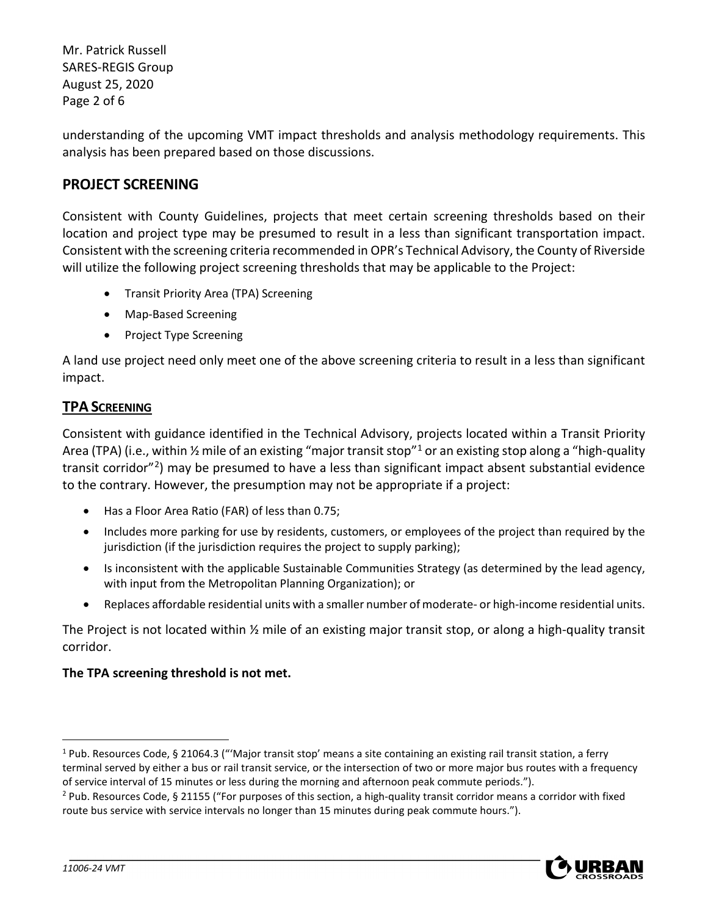understanding of the upcoming VMT impact thresholds and analysis methodology requirements. This analysis has been prepared based on those discussions.

## PROJECT SCREENING

Consistent with County Guidelines, projects that meet certain screening thresholds based on their location and project type may be presumed to result in a less than significant transportation impact. Consistent with the screening criteria recommended in OPR's Technical Advisory, the County of Riverside will utilize the following project screening thresholds that may be applicable to the Project:

- Transit Priority Area (TPA) Screening
- Map-Based Screening
- Project Type Screening

A land use project need only meet one of the above screening criteria to result in a less than significant impact.

### TPA SCREENING

Consistent with guidance identified in the Technical Advisory, projects located within a Transit Priority Area (TPA) (i.e., within ½ mile of an existing "major transit stop"[1] or an existing stop along a "high-quality transit corridor"[2]) may be presumed to have a less than significant impact absent substantial evidence to the contrary. However, the presumption may not be appropriate if a project:

- Has a Floor Area Ratio (FAR) of less than 0.75;
- Includes more parking for use by residents, customers, or employees of the project than required by the jurisdiction (if the jurisdiction requires the project to supply parking);
- Is inconsistent with the applicable Sustainable Communities Strategy (as determined by the lead agency, with input from the Metropolitan Planning Organization); or
- Replaces affordable residential units with a smaller number of moderate- or high-income residential units.

The Project is not located within ½ mile of an existing major transit stop, or along a high-quality transit corridor.

**The TPA screening threshold is not met.**

---

[1] Pub. Resources Code, § 21064.3 ("'Major transit stop' means a site containing an existing rail transit station, a ferry terminal served by either a bus or rail transit service, or the intersection of two or more major bus routes with a frequency of service interval of 15 minutes or less during the morning and afternoon peak commute periods.").

[2] Pub. Resources Code, § 21155 ("For purposes of this section, a high-quality transit corridor means a corridor with fixed route bus service with service intervals no longer than 15 minutes during peak commute hours.").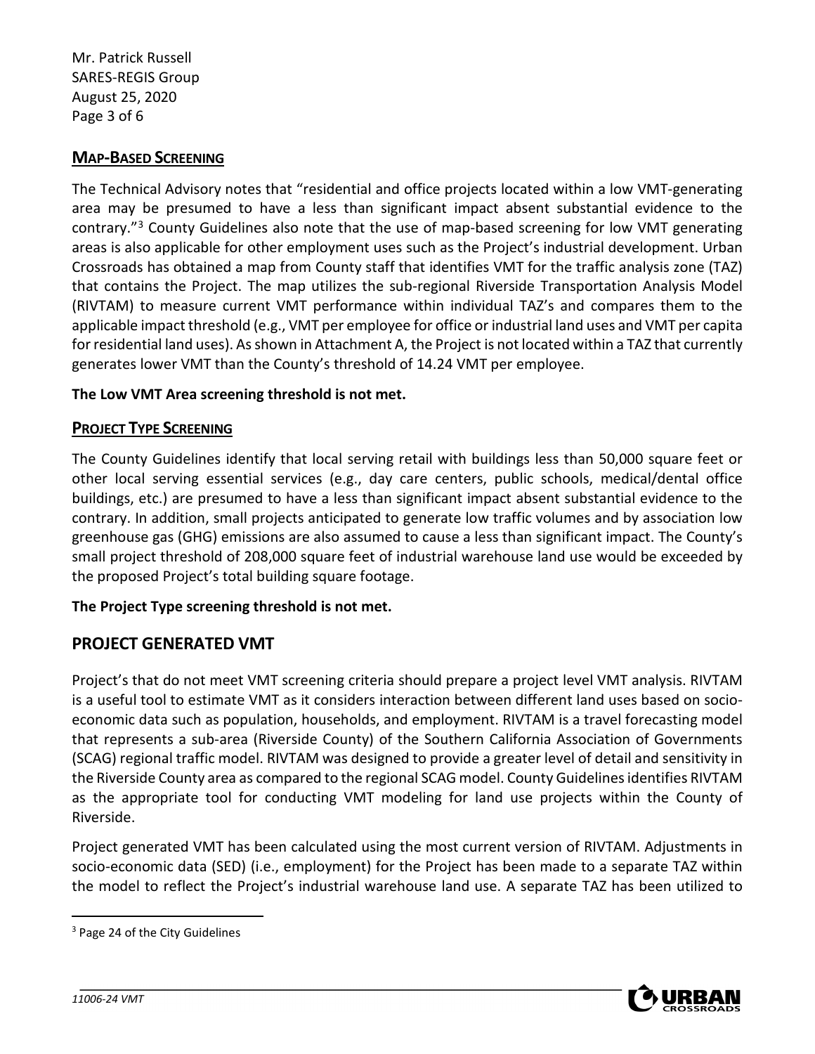## MAP-BASED SCREENING

The Technical Advisory notes that "residential and office projects located within a low VMT-generating area may be presumed to have a less than significant impact absent substantial evidence to the contrary."[3] County Guidelines also note that the use of map-based screening for low VMT generating areas is also applicable for other employment uses such as the Project's industrial development. Urban Crossroads has obtained a map from County staff that identifies VMT for the traffic analysis zone (TAZ) that contains the Project. The map utilizes the sub-regional Riverside Transportation Analysis Model (RIVTAM) to measure current VMT performance within individual TAZ's and compares them to the applicable impact threshold (e.g., VMT per employee for office or industrial land uses and VMT per capita for residential land uses). As shown in Attachment A, the Project is not located within a TAZ that currently generates lower VMT than the County's threshold of 14.24 VMT per employee.

**The Low VMT Area screening threshold is not met.**

## PROJECT TYPE SCREENING

The County Guidelines identify that local serving retail with buildings less than 50,000 square feet or other local serving essential services (e.g., day care centers, public schools, medical/dental office buildings, etc.) are presumed to have a less than significant impact absent substantial evidence to the contrary. In addition, small projects anticipated to generate low traffic volumes and by association low greenhouse gas (GHG) emissions are also assumed to cause a less than significant impact. The County's small project threshold of 208,000 square feet of industrial warehouse land use would be exceeded by the proposed Project's total building square footage.

**The Project Type screening threshold is not met.**

# PROJECT GENERATED VMT

Project's that do not meet VMT screening criteria should prepare a project level VMT analysis. RIVTAM is a useful tool to estimate VMT as it considers interaction between different land uses based on socio-economic data such as population, households, and employment. RIVTAM is a travel forecasting model that represents a sub-area (Riverside County) of the Southern California Association of Governments (SCAG) regional traffic model. RIVTAM was designed to provide a greater level of detail and sensitivity in the Riverside County area as compared to the regional SCAG model. County Guidelines identifies RIVTAM as the appropriate tool for conducting VMT modeling for land use projects within the County of Riverside.

Project generated VMT has been calculated using the most current version of RIVTAM. Adjustments in socio-economic data (SED) (i.e., employment) for the Project has been made to a separate TAZ within the model to reflect the Project's industrial warehouse land use. A separate TAZ has been utilized to

---

[3] Page 24 of the City Guidelines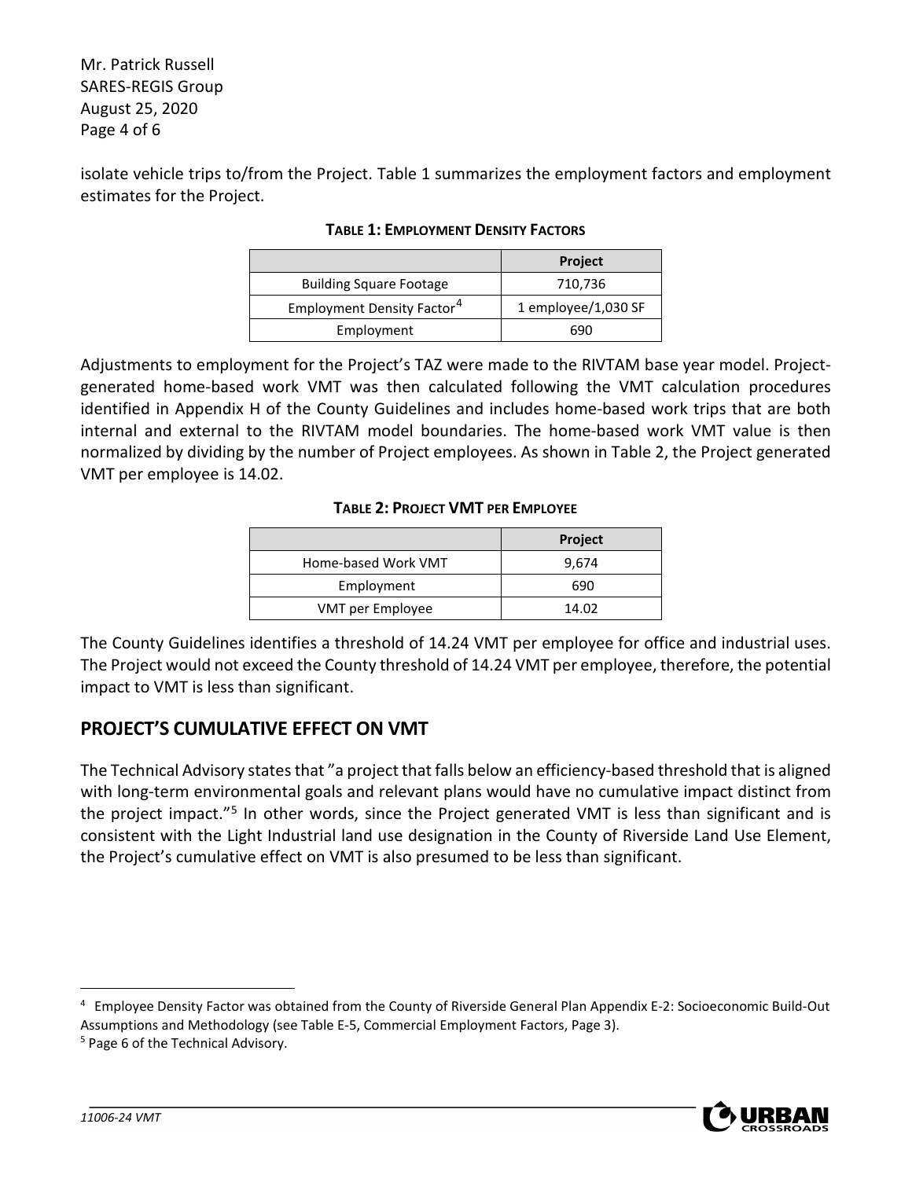isolate vehicle trips to/from the Project. Table 1 summarizes the employment factors and employment estimates for the Project.

**TABLE 1: EMPLOYMENT DENSITY FACTORS**

| | Project |
|---|---|
| Building Square Footage | 710,736 |
| Employment Density Factor[4] | 1 employee/1,030 SF |
| Employment | 690 |

Adjustments to employment for the Project's TAZ were made to the RIVTAM base year model. Project-generated home-based work VMT was then calculated following the VMT calculation procedures identified in Appendix H of the County Guidelines and includes home-based work trips that are both internal and external to the RIVTAM model boundaries. The home-based work VMT value is then normalized by dividing by the number of Project employees. As shown in Table 2, the Project generated VMT per employee is 14.02.

**TABLE 2: PROJECT VMT PER EMPLOYEE**

| | Project |
|---|---|
| Home-based Work VMT | 9,674 |
| Employment | 690 |
| VMT per Employee | 14.02 |

The County Guidelines identifies a threshold of 14.24 VMT per employee for office and industrial uses. The Project would not exceed the County threshold of 14.24 VMT per employee, therefore, the potential impact to VMT is less than significant.

## PROJECT'S CUMULATIVE EFFECT ON VMT

The Technical Advisory states that "a project that falls below an efficiency-based threshold that is aligned with long-term environmental goals and relevant plans would have no cumulative impact distinct from the project impact."[5] In other words, since the Project generated VMT is less than significant and is consistent with the Light Industrial land use designation in the County of Riverside Land Use Element, the Project's cumulative effect on VMT is also presumed to be less than significant.

---

[4] Employee Density Factor was obtained from the County of Riverside General Plan Appendix E-2: Socioeconomic Build-Out Assumptions and Methodology (see Table E-5, Commercial Employment Factors, Page 3).

[5] Page 6 of the Technical Advisory.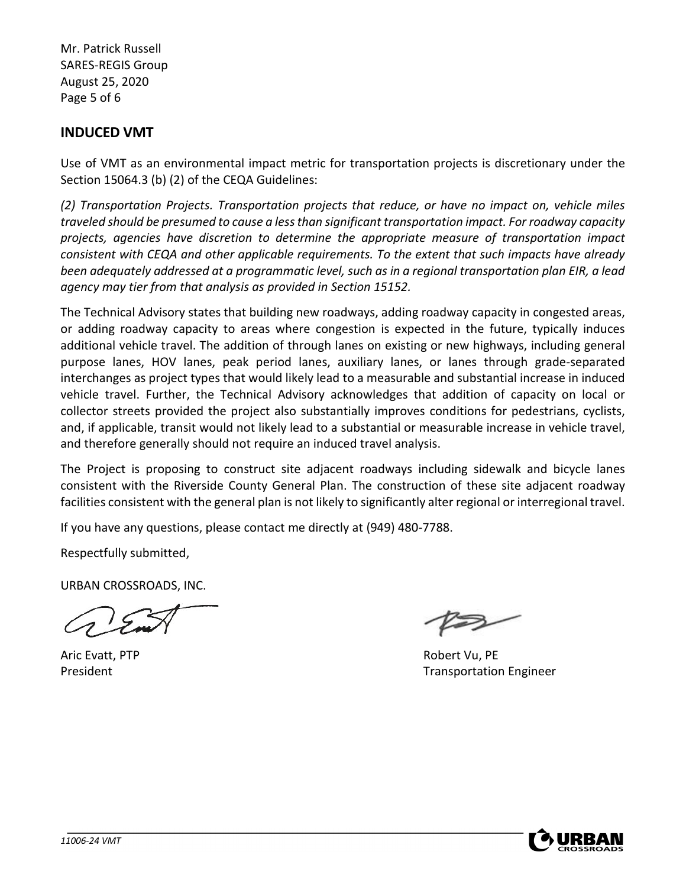## INDUCED VMT

Use of VMT as an environmental impact metric for transportation projects is discretionary under the Section 15064.3 (b) (2) of the CEQA Guidelines:

*(2) Transportation Projects. Transportation projects that reduce, or have no impact on, vehicle miles traveled should be presumed to cause a less than significant transportation impact. For roadway capacity projects, agencies have discretion to determine the appropriate measure of transportation impact consistent with CEQA and other applicable requirements. To the extent that such impacts have already been adequately addressed at a programmatic level, such as in a regional transportation plan EIR, a lead agency may tier from that analysis as provided in Section 15152.*

The Technical Advisory states that building new roadways, adding roadway capacity in congested areas, or adding roadway capacity to areas where congestion is expected in the future, typically induces additional vehicle travel. The addition of through lanes on existing or new highways, including general purpose lanes, HOV lanes, peak period lanes, auxiliary lanes, or lanes through grade-separated interchanges as project types that would likely lead to a measurable and substantial increase in induced vehicle travel. Further, the Technical Advisory acknowledges that addition of capacity on local or collector streets provided the project also substantially improves conditions for pedestrians, cyclists, and, if applicable, transit would not likely lead to a substantial or measurable increase in vehicle travel, and therefore generally should not require an induced travel analysis.

The Project is proposing to construct site adjacent roadways including sidewalk and bicycle lanes consistent with the Riverside County General Plan. The construction of these site adjacent roadway facilities consistent with the general plan is not likely to significantly alter regional or interregional travel.

If you have any questions, please contact me directly at (949) 480-7788.

Respectfully submitted,

URBAN CROSSROADS, INC.

Aric Evatt, PTP
President

Robert Vu, PE
Transportation Engineer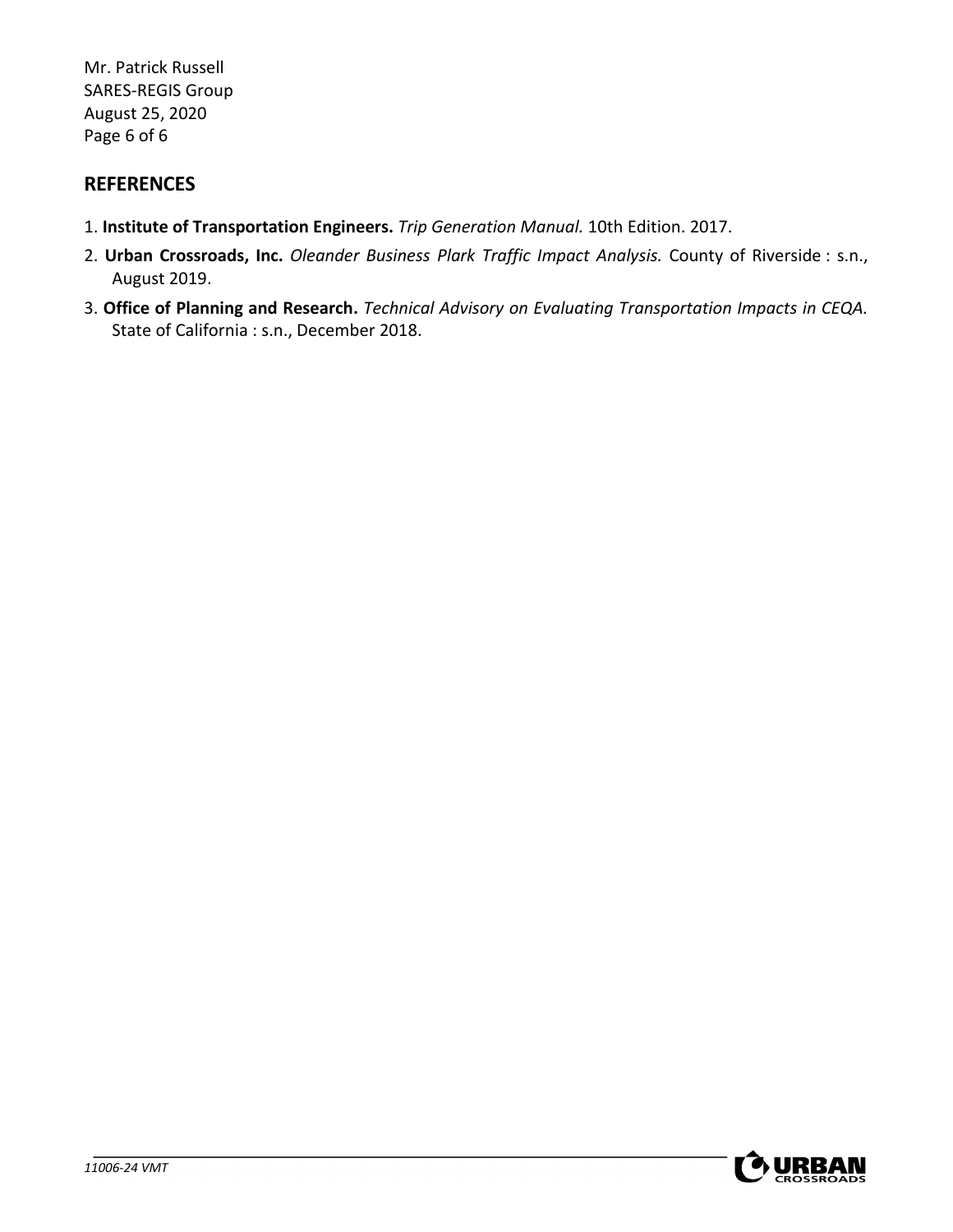## REFERENCES

1. **Institute of Transportation Engineers.** *Trip Generation Manual.* 10th Edition. 2017.
2. **Urban Crossroads, Inc.** *Oleander Business Plark Traffic Impact Analysis.* County of Riverside : s.n., August 2019.
3. **Office of Planning and Research.** *Technical Advisory on Evaluating Transportation Impacts in CEQA.* State of California : s.n., December 2018.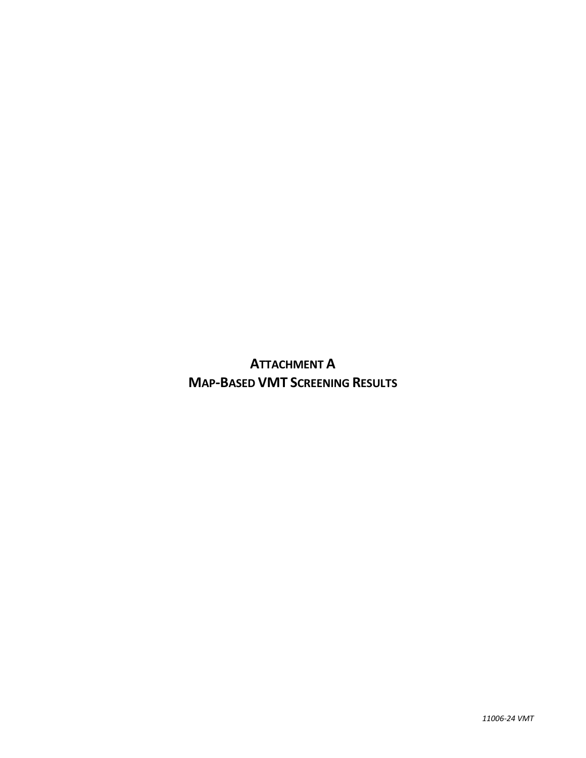# ATTACHMENT A
# MAP-BASED VMT SCREENING RESULTS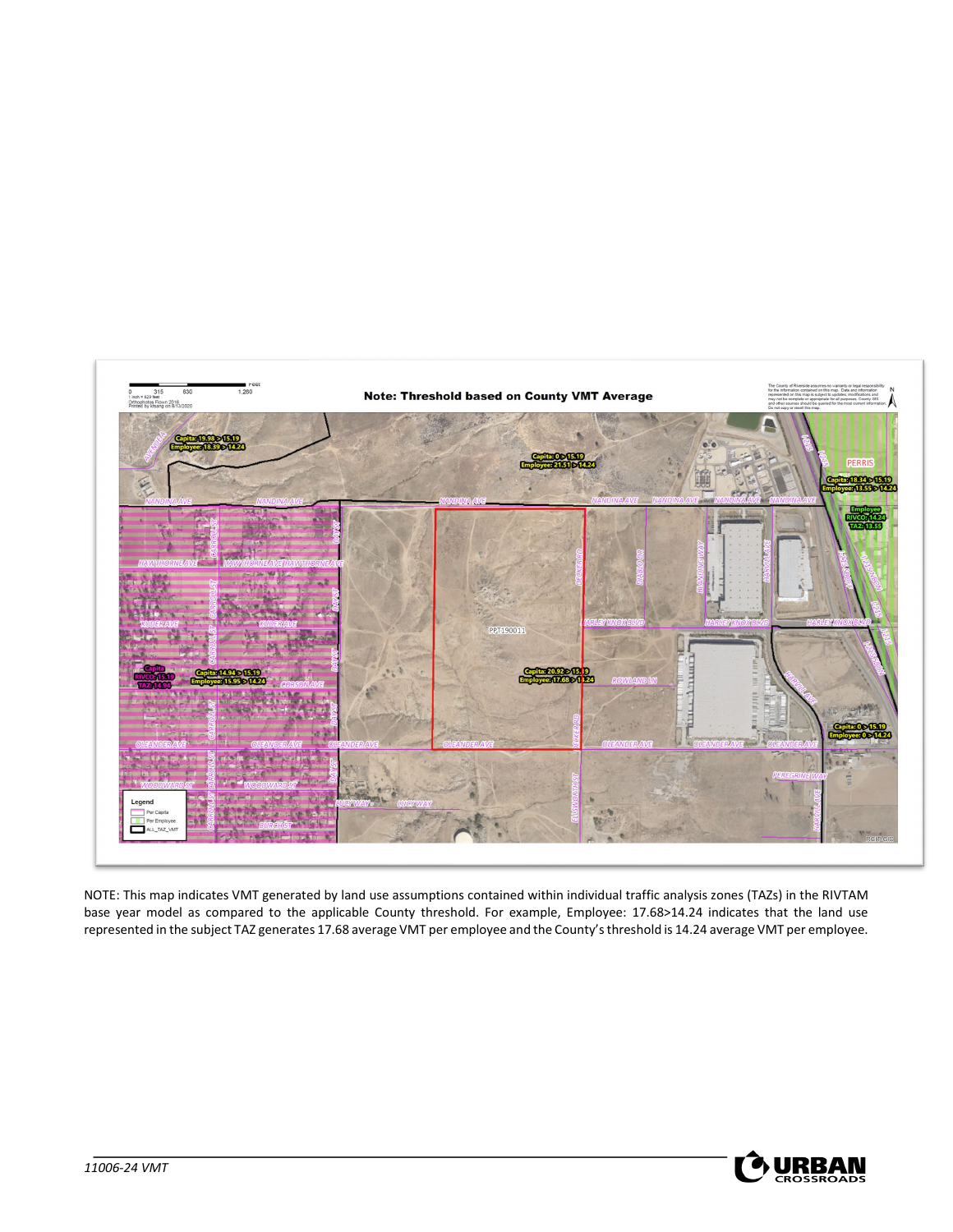Note: Threshold based on County VMT Average

Capita: 19.98 > 15.19
Employee: 18.39 > 14.24

Capita: 0 > 15.19
Employee: 21.51 > 14.24

PERRIS
Capita: 18.34 > 15.19
Employee: 13.55 > 14.24

Employee
RIVCO: 14.24
TAZ: 13.55

PPT190011

Capita
RIVCO: 15.19
TAZ: 14.94

Capita: 14.94 > 15.19
Employee: 15.95 > 14.24

Capita: 20.92 > 15.19
Employee: 17.68 > 14.24

Capita: 0 > 15.19
Employee: 0 > 14.24

Legend
Per Capita
Per Employee
ALL_TAZ_VMT

NOTE: This map indicates VMT generated by land use assumptions contained within individual traffic analysis zones (TAZs) in the RIVTAM base year model as compared to the applicable County threshold. For example, Employee: 17.68>14.24 indicates that the land use represented in the subject TAZ generates 17.68 average VMT per employee and the County's threshold is 14.24 average VMT per employee.